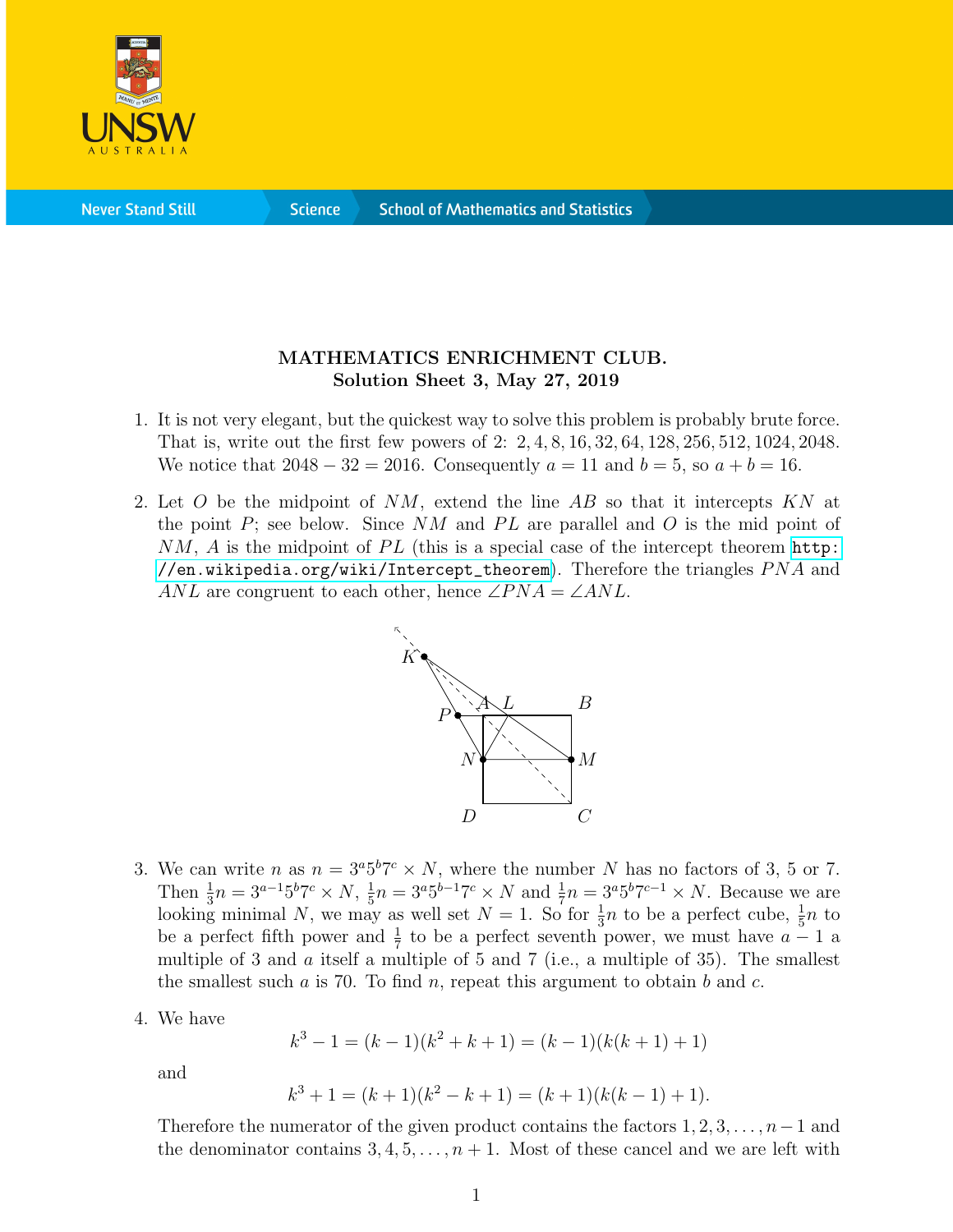MATHEMATICS ENRICHMENT CLUB.
**Solution Sheet 3, May 27, 2019**

1. It is not very elegant, but the quickest way to solve this problem is probably brute force. That is, write out the first few powers of 2: $2, 4, 8, 16, 32, 64, 128, 256, 512, 1024, 2048$. We notice that $2048 - 32 = 2016$. Consequently $a = 11$ and $b = 5$, so $a + b = 16$.

2. Let $O$ be the midpoint of $NM$, extend the line $AB$ so that it intercepts $KN$ at the point $P$; see below. Since $NM$ and $PL$ are parallel and $O$ is the mid point of $NM$, $A$ is the midpoint of $PL$ (this is a special case of the intercept theorem http://en.wikipedia.org/wiki/Intercept_theorem). Therefore the triangles $PNA$ and $ANL$ are congruent to each other, hence $\angle PNA = \angle ANL$.

3. We can write $n$ as $n = 3^a 5^b 7^c \times N$, where the number $N$ has no factors of 3, 5 or 7. Then $\frac{1}{3}n = 3^{a-1}5^b 7^c \times N$, $\frac{1}{5}n = 3^a 5^{b-1} 7^c \times N$ and $\frac{1}{7}n = 3^a 5^b 7^{c-1} \times N$. Because we are looking minimal $N$, we may as well set $N = 1$. So for $\frac{1}{3}n$ to be a perfect cube, $\frac{1}{5}n$ to be a perfect fifth power and $\frac{1}{7}$ to be a perfect seventh power, we must have $a - 1$ a multiple of 3 and $a$ itself a multiple of 5 and 7 (i.e., a multiple of 35). The smallest the smallest such $a$ is 70. To find $n$, repeat this argument to obtain $b$ and $c$.

4. We have
$$k^3 - 1 = (k-1)(k^2 + k + 1) = (k-1)(k(k+1) + 1)$$
and
$$k^3 + 1 = (k+1)(k^2 - k + 1) = (k+1)(k(k-1) + 1).$$
Therefore the numerator of the given product contains the factors $1, 2, 3, \ldots, n-1$ and the denominator contains $3, 4, 5, \ldots, n+1$. Most of these cancel and we are left with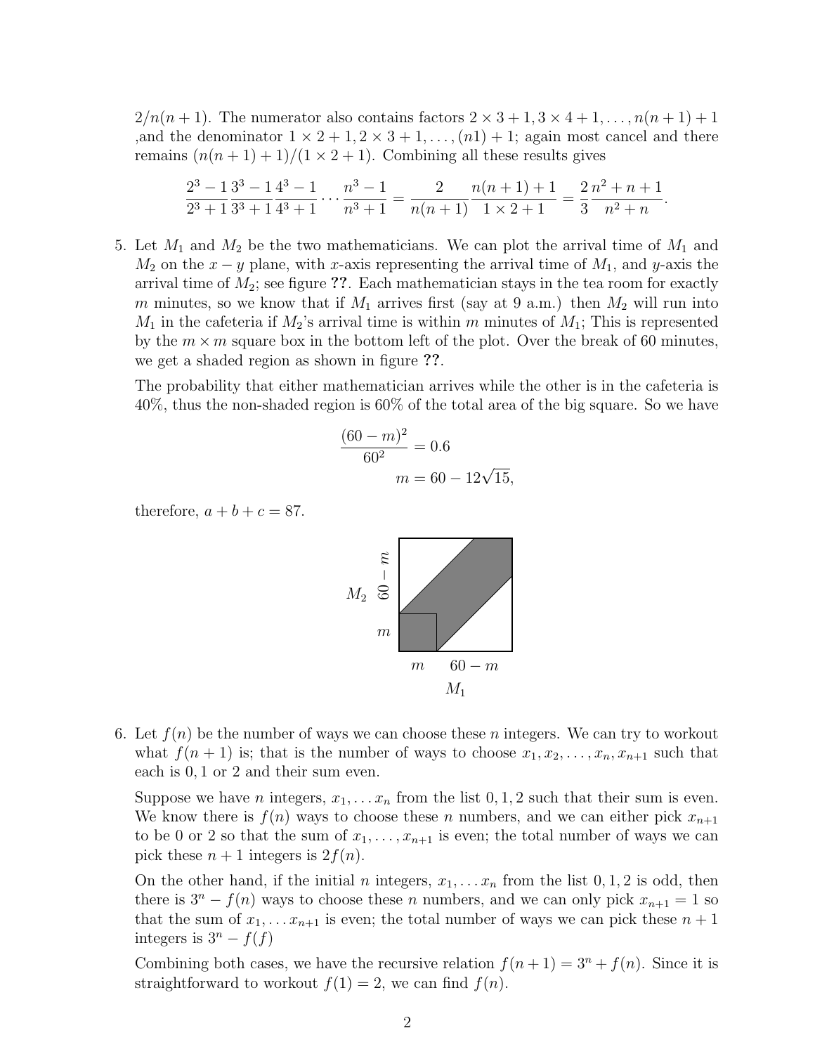$2/n(n+1)$. The numerator also contains factors $2 \times 3 + 1, 3 \times 4 + 1, \ldots, n(n+1) + 1$ ,and the denominator $1 \times 2 + 1, 2 \times 3 + 1, \ldots, (n1) + 1$; again most cancel and there remains $(n(n+1)+1)/(1 \times 2 + 1)$. Combining all these results gives

$$\frac{2^3-1}{2^3+1}\frac{3^3-1}{3^3+1}\frac{4^3-1}{4^3+1}\cdots\frac{n^3-1}{n^3+1} = \frac{2}{n(n+1)}\frac{n(n+1)+1}{1\times 2+1} = \frac{2}{3}\frac{n^2+n+1}{n^2+n}.$$

5. Let $M_1$ and $M_2$ be the two mathematicians. We can plot the arrival time of $M_1$ and $M_2$ on the $x-y$ plane, with $x$-axis representing the arrival time of $M_1$, and $y$-axis the arrival time of $M_2$; see figure **??**. Each mathematician stays in the tea room for exactly $m$ minutes, so we know that if $M_1$ arrives first (say at 9 a.m.) then $M_2$ will run into $M_1$ in the cafeteria if $M_2$'s arrival time is within $m$ minutes of $M_1$; This is represented by the $m \times m$ square box in the bottom left of the plot. Over the break of 60 minutes, we get a shaded region as shown in figure **??**.

   The probability that either mathematician arrives while the other is in the cafeteria is 40%, thus the non-shaded region is 60% of the total area of the big square. So we have

$$\frac{(60-m)^2}{60^2} = 0.6$$
$$m = 60 - 12\sqrt{15},$$

   therefore, $a + b + c = 87$.

6. Let $f(n)$ be the number of ways we can choose these $n$ integers. We can try to workout what $f(n+1)$ is; that is the number of ways to choose $x_1, x_2, \ldots, x_n, x_{n+1}$ such that each is 0, 1 or 2 and their sum even.

   Suppose we have $n$ integers, $x_1, \ldots x_n$ from the list $0, 1, 2$ such that their sum is even. We know there is $f(n)$ ways to choose these $n$ numbers, and we can either pick $x_{n+1}$ to be 0 or 2 so that the sum of $x_1, \ldots, x_{n+1}$ is even; the total number of ways we can pick these $n+1$ integers is $2f(n)$.

   On the other hand, if the initial $n$ integers, $x_1, \ldots x_n$ from the list $0, 1, 2$ is odd, then there is $3^n - f(n)$ ways to choose these $n$ numbers, and we can only pick $x_{n+1} = 1$ so that the sum of $x_1, \ldots x_{n+1}$ is even; the total number of ways we can pick these $n+1$ integers is $3^n - f(f)$

   Combining both cases, we have the recursive relation $f(n+1) = 3^n + f(n)$. Since it is straightforward to workout $f(1) = 2$, we can find $f(n)$.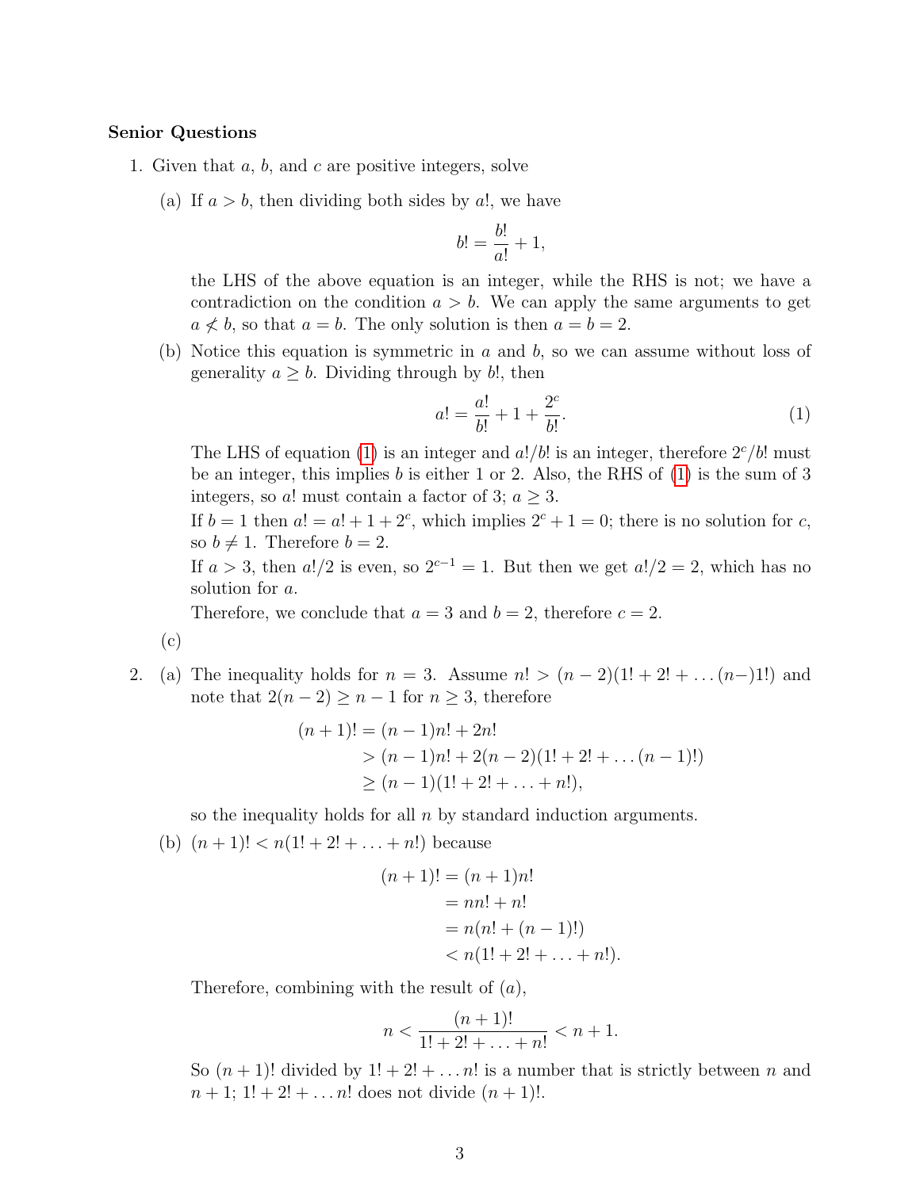**Senior Questions**

1. Given that $a$, $b$, and $c$ are positive integers, solve

   (a) If $a > b$, then dividing both sides by $a!$, we have

   $$b! = \frac{b!}{a!} + 1,$$

   the LHS of the above equation is an integer, while the RHS is not; we have a contradiction on the condition $a > b$. We can apply the same arguments to get $a \not< b$, so that $a = b$. The only solution is then $a = b = 2$.

   (b) Notice this equation is symmetric in $a$ and $b$, so we can assume without loss of generality $a \geq b$. Dividing through by $b!$, then

   $$a! = \frac{a!}{b!} + 1 + \frac{2^c}{b!}. \tag{1}$$

   The LHS of equation (1) is an integer and $a!/b!$ is an integer, therefore $2^c/b!$ must be an integer, this implies $b$ is either 1 or 2. Also, the RHS of (1) is the sum of 3 integers, so $a!$ must contain a factor of 3; $a \geq 3$.

   If $b = 1$ then $a! = a! + 1 + 2^c$, which implies $2^c + 1 = 0$; there is no solution for $c$, so $b \neq 1$. Therefore $b = 2$.

   If $a > 3$, then $a!/2$ is even, so $2^{c-1} = 1$. But then we get $a!/2 = 2$, which has no solution for $a$.

   Therefore, we conclude that $a = 3$ and $b = 2$, therefore $c = 2$.

   (c)

2. (a) The inequality holds for $n = 3$. Assume $n! > (n-2)(1! + 2! + \ldots (n-)1!)$ and note that $2(n-2) \geq n - 1$ for $n \geq 3$, therefore

   $$\begin{aligned}
   (n+1)! &= (n-1)n! + 2n! \\
   &> (n-1)n! + 2(n-2)(1! + 2! + \ldots (n-1)!) \\
   &\geq (n-1)(1! + 2! + \ldots + n!),
   \end{aligned}$$

   so the inequality holds for all $n$ by standard induction arguments.

   (b) $(n+1)! < n(1! + 2! + \ldots + n!)$ because

   $$\begin{aligned}
   (n+1)! &= (n+1)n! \\
   &= nn! + n! \\
   &= n(n! + (n-1)!) \\
   &< n(1! + 2! + \ldots + n!).
   \end{aligned}$$

   Therefore, combining with the result of $(a)$,

   $$n < \frac{(n+1)!}{1! + 2! + \ldots + n!} < n + 1.$$

   So $(n+1)!$ divided by $1! + 2! + \ldots n!$ is a number that is strictly between $n$ and $n+1$; $1! + 2! + \ldots n!$ does not divide $(n+1)!$.